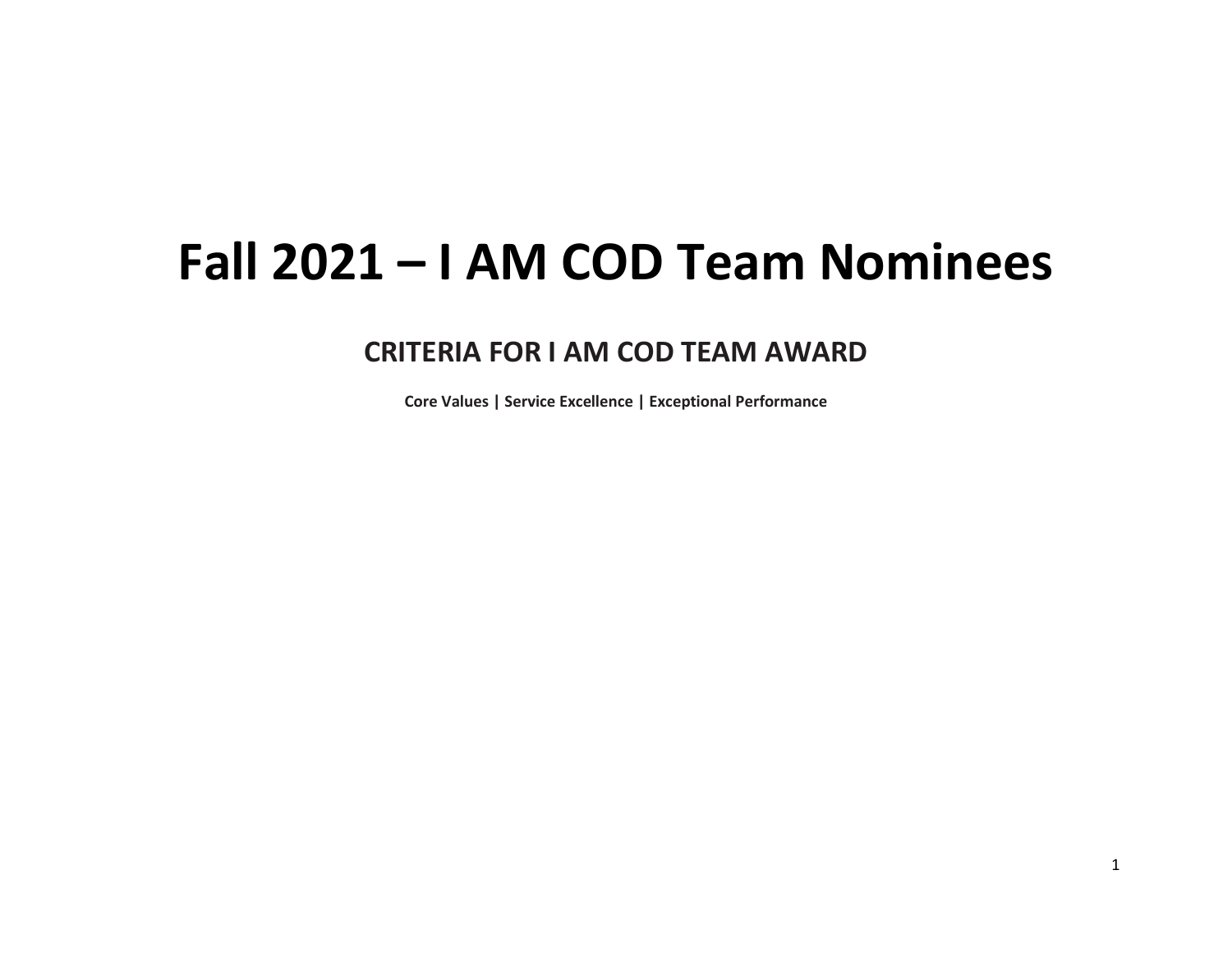# Fall 2021 – I AM COD Team Nominees

## CRITERIA FOR I AM COD TEAM AWARD

**Core Values | Service Excellence | Exceptional Performance**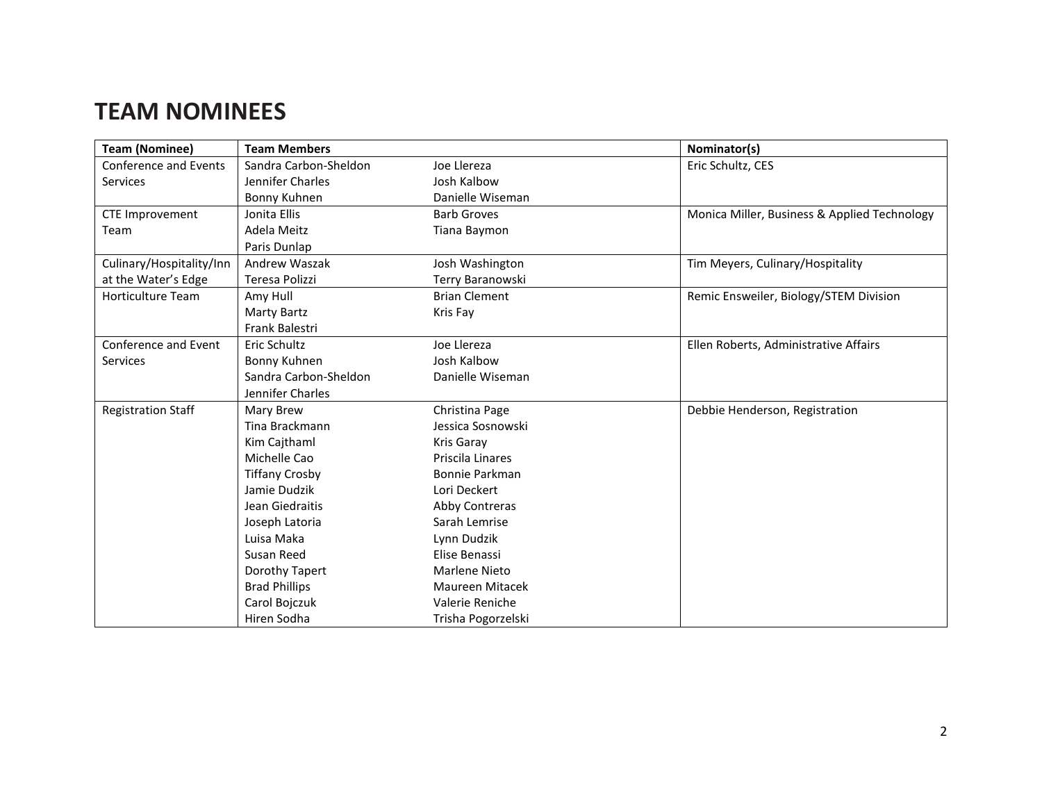# TEAM NOMINEES

| Team (Nominee) | Team Members | | Nominator(s) |
|---|---|---|---|
| Conference and Events Services | Sandra Carbon-Sheldon<br>Jennifer Charles<br>Bonny Kuhnen | Joe Llereza<br>Josh Kalbow<br>Danielle Wiseman | Eric Schultz, CES |
| CTE Improvement Team | Jonita Ellis<br>Adela Meitz<br>Paris Dunlap | Barb Groves<br>Tiana Baymon | Monica Miller, Business & Applied Technology |
| Culinary/Hospitality/Inn at the Water's Edge | Andrew Waszak<br>Teresa Polizzi | Josh Washington<br>Terry Baranowski | Tim Meyers, Culinary/Hospitality |
| Horticulture Team | Amy Hull<br>Marty Bartz<br>Frank Balestri | Brian Clement<br>Kris Fay | Remic Ensweiler, Biology/STEM Division |
| Conference and Event Services | Eric Schultz<br>Bonny Kuhnen<br>Sandra Carbon-Sheldon<br>Jennifer Charles | Joe Llereza<br>Josh Kalbow<br>Danielle Wiseman | Ellen Roberts, Administrative Affairs |
| Registration Staff | Mary Brew<br>Tina Brackmann<br>Kim Cajthaml<br>Michelle Cao<br>Tiffany Crosby<br>Jamie Dudzik<br>Jean Giedraitis<br>Joseph Latoria<br>Luisa Maka<br>Susan Reed<br>Dorothy Tapert<br>Brad Phillips<br>Carol Bojczuk<br>Hiren Sodha | Christina Page<br>Jessica Sosnowski<br>Kris Garay<br>Priscila Linares<br>Bonnie Parkman<br>Lori Deckert<br>Abby Contreras<br>Sarah Lemrise<br>Lynn Dudzik<br>Elise Benassi<br>Marlene Nieto<br>Maureen Mitacek<br>Valerie Reniche<br>Trisha Pogorzelski | Debbie Henderson, Registration |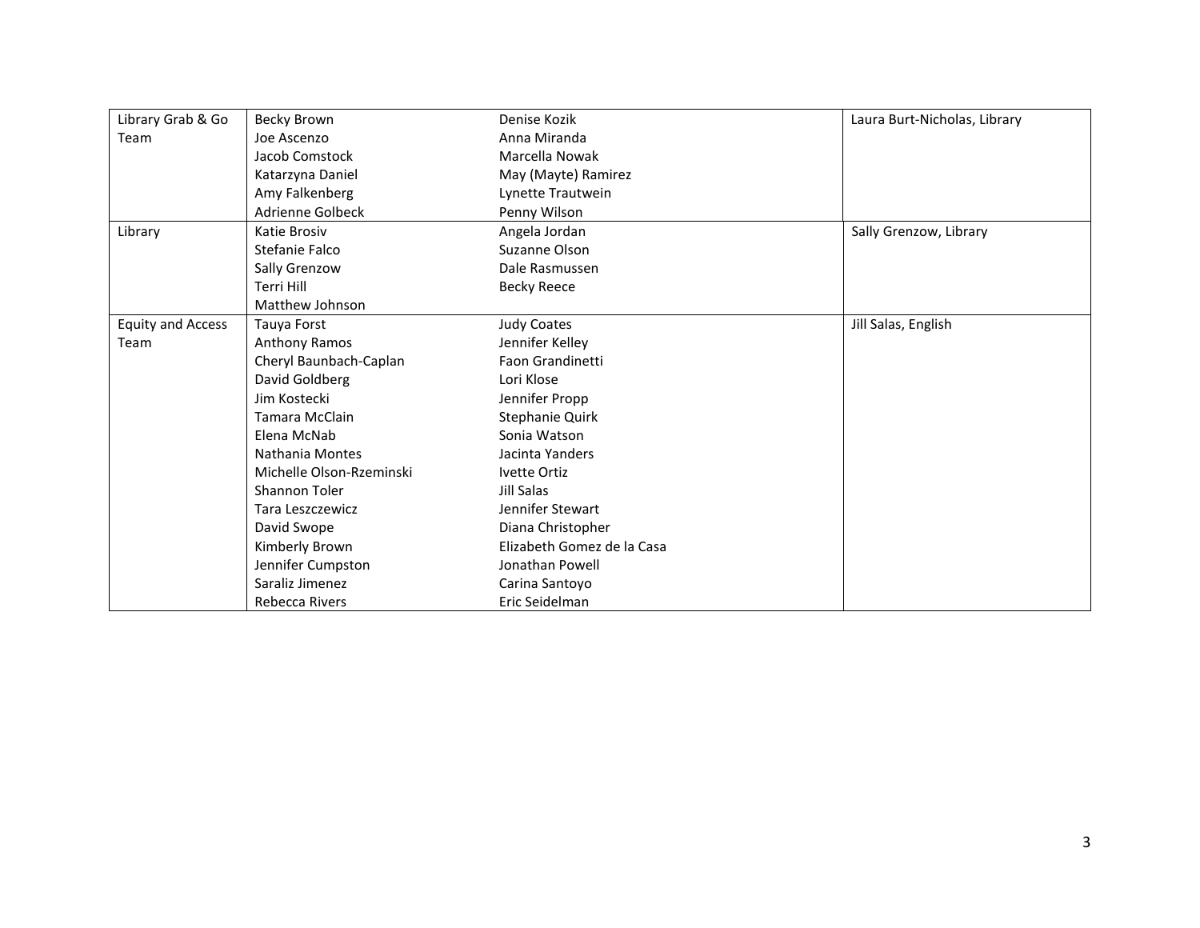| Library Grab & Go Team | Becky Brown<br>Joe Ascenzo<br>Jacob Comstock<br>Katarzyna Daniel<br>Amy Falkenberg<br>Adrienne Golbeck | Denise Kozik<br>Anna Miranda<br>Marcella Nowak<br>May (Mayte) Ramirez<br>Lynette Trautwein<br>Penny Wilson | Laura Burt-Nicholas, Library |
|---|---|---|---|
| Library | Katie Brosiv<br>Stefanie Falco<br>Sally Grenzow<br>Terri Hill<br>Matthew Johnson | Angela Jordan<br>Suzanne Olson<br>Dale Rasmussen<br>Becky Reece | Sally Grenzow, Library |
| Equity and Access Team | Tauya Forst<br>Anthony Ramos<br>Cheryl Baunbach-Caplan<br>David Goldberg<br>Jim Kostecki<br>Tamara McClain<br>Elena McNab<br>Nathania Montes<br>Michelle Olson-Rzeminski<br>Shannon Toler<br>Tara Leszczewicz<br>David Swope<br>Kimberly Brown<br>Jennifer Cumpston<br>Saraliz Jimenez<br>Rebecca Rivers | Judy Coates<br>Jennifer Kelley<br>Faon Grandinetti<br>Lori Klose<br>Jennifer Propp<br>Stephanie Quirk<br>Sonia Watson<br>Jacinta Yanders<br>Ivette Ortiz<br>Jill Salas<br>Jennifer Stewart<br>Diana Christopher<br>Elizabeth Gomez de la Casa<br>Jonathan Powell<br>Carina Santoyo<br>Eric Seidelman | Jill Salas, English |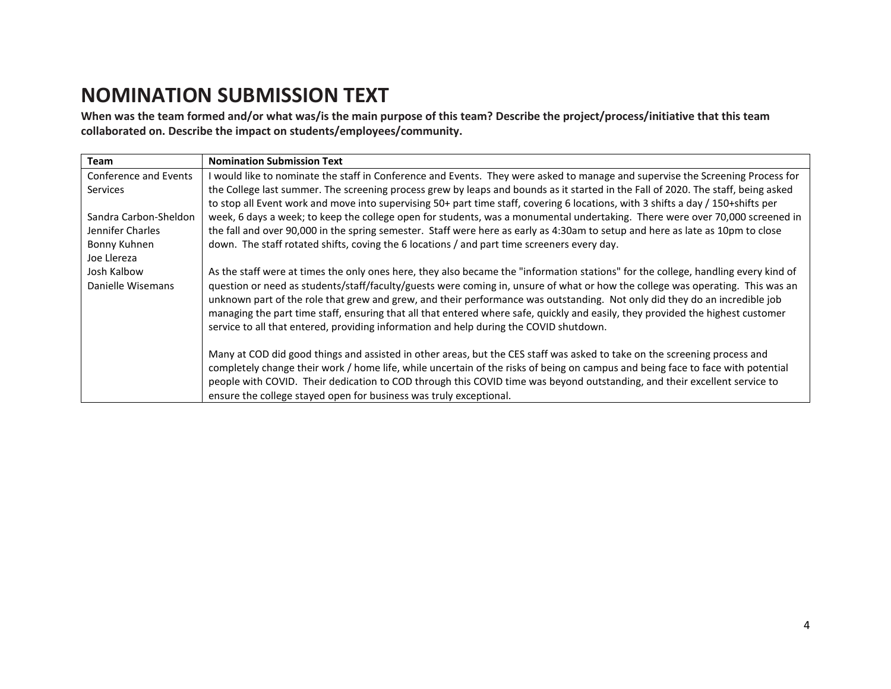# NOMINATION SUBMISSION TEXT

**When was the team formed and/or what was/is the main purpose of this team? Describe the project/process/initiative that this team collaborated on. Describe the impact on students/employees/community.**

| Team | Nomination Submission Text |
| --- | --- |
| Conference and Events Services<br><br>Sandra Carbon-Sheldon<br>Jennifer Charles<br>Bonny Kuhnen<br>Joe Llereza<br>Josh Kalbow<br>Danielle Wisemans | I would like to nominate the staff in Conference and Events. They were asked to manage and supervise the Screening Process for the College last summer. The screening process grew by leaps and bounds as it started in the Fall of 2020. The staff, being asked to stop all Event work and move into supervising 50+ part time staff, covering 6 locations, with 3 shifts a day / 150+shifts per week, 6 days a week; to keep the college open for students, was a monumental undertaking. There were over 70,000 screened in the fall and over 90,000 in the spring semester. Staff were here as early as 4:30am to setup and here as late as 10pm to close down. The staff rotated shifts, coving the 6 locations / and part time screeners every day.<br><br>As the staff were at times the only ones here, they also became the "information stations" for the college, handling every kind of question or need as students/staff/faculty/guests were coming in, unsure of what or how the college was operating. This was an unknown part of the role that grew and grew, and their performance was outstanding. Not only did they do an incredible job managing the part time staff, ensuring that all that entered where safe, quickly and easily, they provided the highest customer service to all that entered, providing information and help during the COVID shutdown.<br><br>Many at COD did good things and assisted in other areas, but the CES staff was asked to take on the screening process and completely change their work / home life, while uncertain of the risks of being on campus and being face to face with potential people with COVID. Their dedication to COD through this COVID time was beyond outstanding, and their excellent service to ensure the college stayed open for business was truly exceptional. |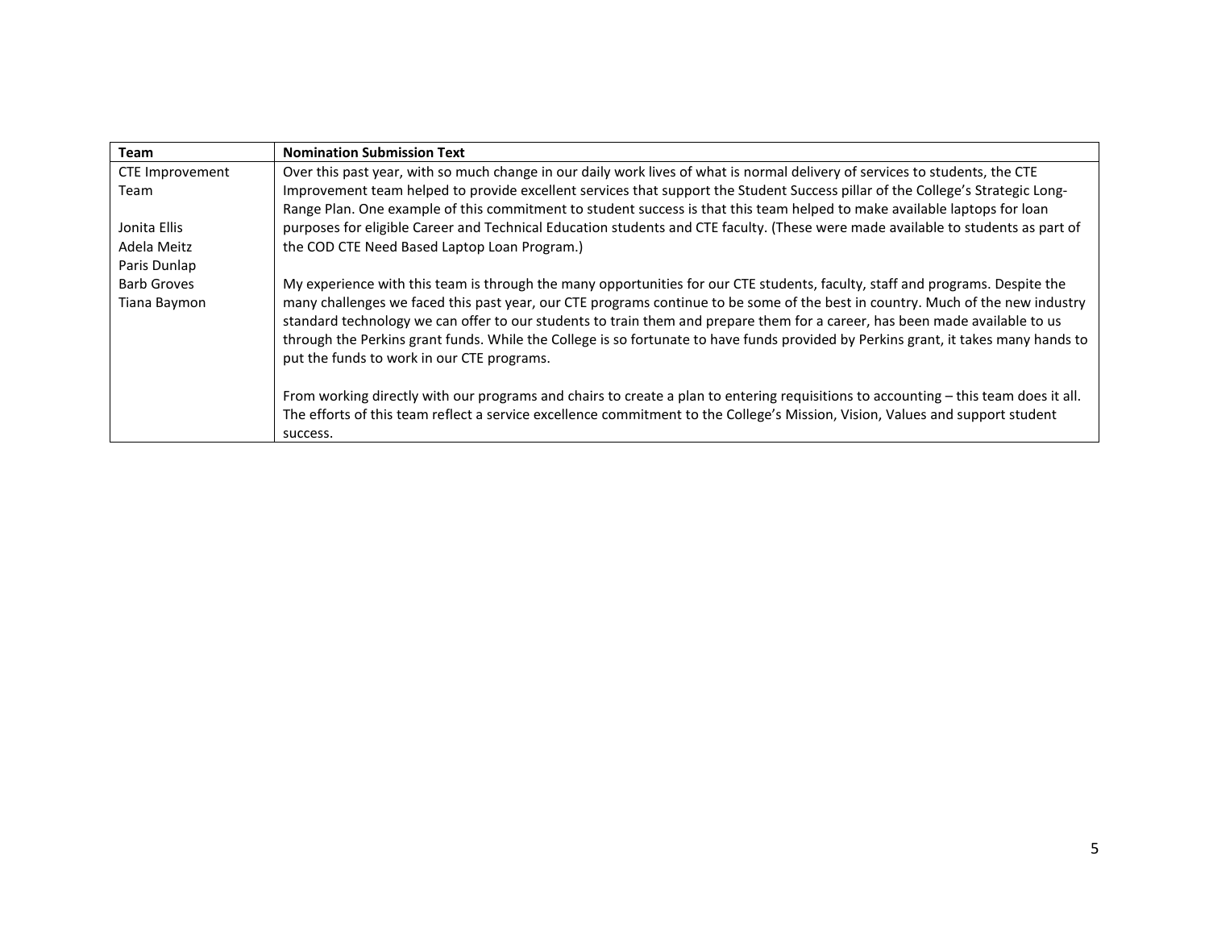| Team | Nomination Submission Text |
|---|---|
| CTE Improvement Team<br><br>Jonita Ellis<br>Adela Meitz<br>Paris Dunlap<br>Barb Groves<br>Tiana Baymon | Over this past year, with so much change in our daily work lives of what is normal delivery of services to students, the CTE Improvement team helped to provide excellent services that support the Student Success pillar of the College's Strategic Long-Range Plan. One example of this commitment to student success is that this team helped to make available laptops for loan purposes for eligible Career and Technical Education students and CTE faculty. (These were made available to students as part of the COD CTE Need Based Laptop Loan Program.)<br><br>My experience with this team is through the many opportunities for our CTE students, faculty, staff and programs. Despite the many challenges we faced this past year, our CTE programs continue to be some of the best in country. Much of the new industry standard technology we can offer to our students to train them and prepare them for a career, has been made available to us through the Perkins grant funds. While the College is so fortunate to have funds provided by Perkins grant, it takes many hands to put the funds to work in our CTE programs.<br><br>From working directly with our programs and chairs to create a plan to entering requisitions to accounting – this team does it all. The efforts of this team reflect a service excellence commitment to the College's Mission, Vision, Values and support student success. |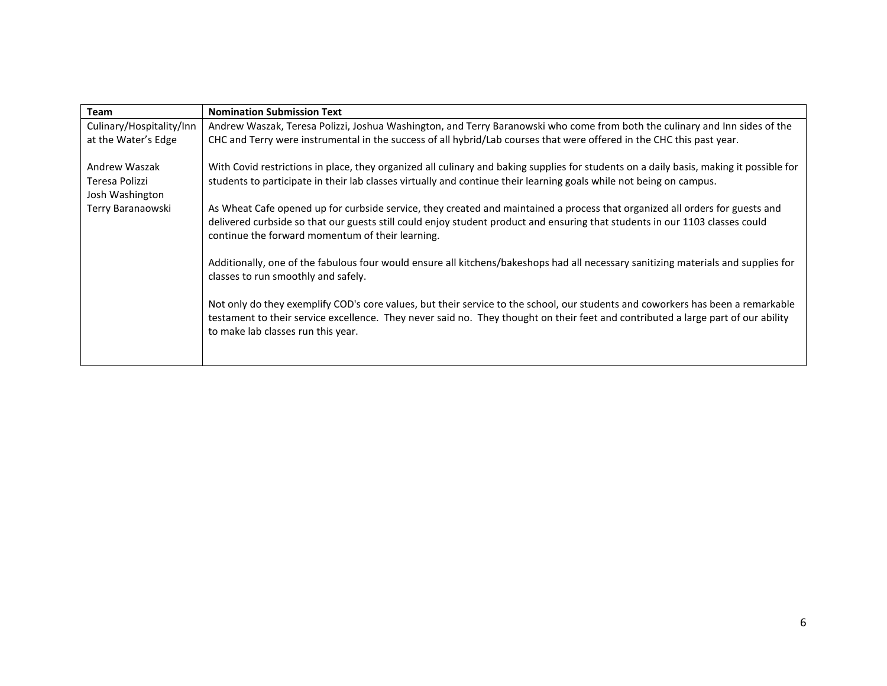| Team | Nomination Submission Text |
|---|---|
| Culinary/Hospitality/Inn at the Water's Edge<br><br>Andrew Waszak<br>Teresa Polizzi<br>Josh Washington<br>Terry Baranaowski | Andrew Waszak, Teresa Polizzi, Joshua Washington, and Terry Baranowski who come from both the culinary and Inn sides of the CHC and Terry were instrumental in the success of all hybrid/Lab courses that were offered in the CHC this past year.<br><br>With Covid restrictions in place, they organized all culinary and baking supplies for students on a daily basis, making it possible for students to participate in their lab classes virtually and continue their learning goals while not being on campus.<br><br>As Wheat Cafe opened up for curbside service, they created and maintained a process that organized all orders for guests and delivered curbside so that our guests still could enjoy student product and ensuring that students in our 1103 classes could continue the forward momentum of their learning.<br><br>Additionally, one of the fabulous four would ensure all kitchens/bakeshops had all necessary sanitizing materials and supplies for classes to run smoothly and safely.<br><br>Not only do they exemplify COD's core values, but their service to the school, our students and coworkers has been a remarkable testament to their service excellence. They never said no. They thought on their feet and contributed a large part of our ability to make lab classes run this year. |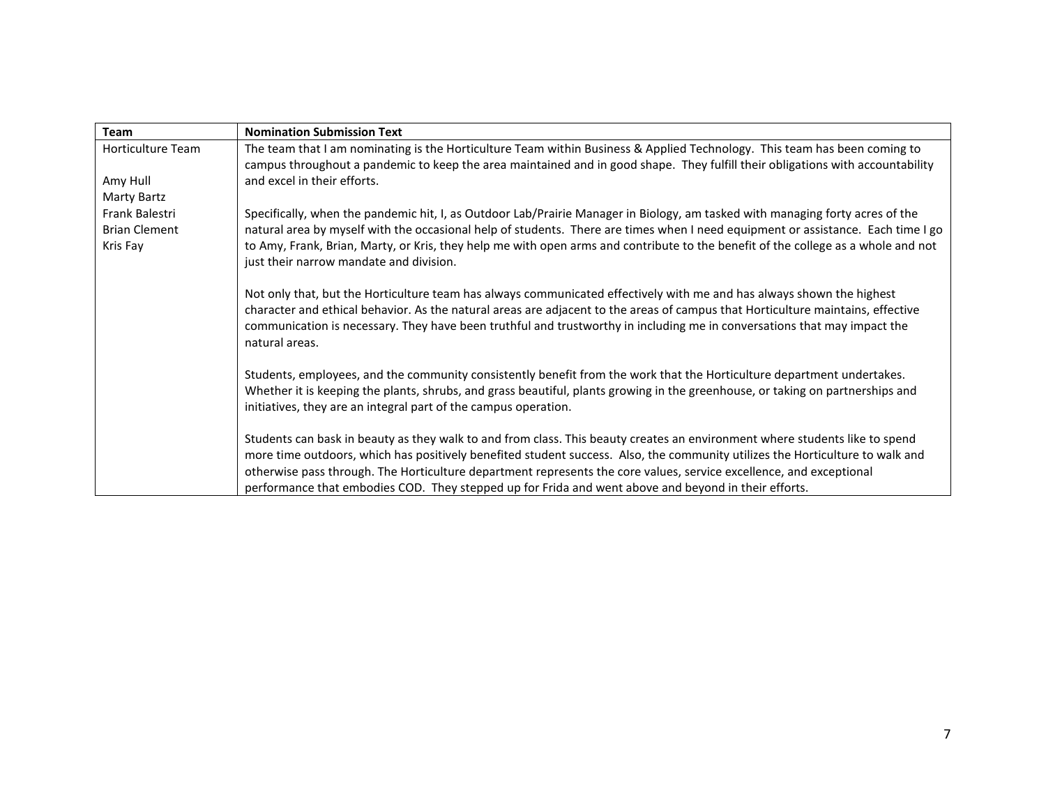| Team | Nomination Submission Text |
|---|---|
| Horticulture Team<br><br>Amy Hull<br>Marty Bartz<br>Frank Balestri<br>Brian Clement<br>Kris Fay | The team that I am nominating is the Horticulture Team within Business & Applied Technology. This team has been coming to campus throughout a pandemic to keep the area maintained and in good shape. They fulfill their obligations with accountability and excel in their efforts.<br><br>Specifically, when the pandemic hit, I, as Outdoor Lab/Prairie Manager in Biology, am tasked with managing forty acres of the natural area by myself with the occasional help of students. There are times when I need equipment or assistance. Each time I go to Amy, Frank, Brian, Marty, or Kris, they help me with open arms and contribute to the benefit of the college as a whole and not just their narrow mandate and division.<br><br>Not only that, but the Horticulture team has always communicated effectively with me and has always shown the highest character and ethical behavior. As the natural areas are adjacent to the areas of campus that Horticulture maintains, effective communication is necessary. They have been truthful and trustworthy in including me in conversations that may impact the natural areas.<br><br>Students, employees, and the community consistently benefit from the work that the Horticulture department undertakes. Whether it is keeping the plants, shrubs, and grass beautiful, plants growing in the greenhouse, or taking on partnerships and initiatives, they are an integral part of the campus operation.<br><br>Students can bask in beauty as they walk to and from class. This beauty creates an environment where students like to spend more time outdoors, which has positively benefited student success. Also, the community utilizes the Horticulture to walk and otherwise pass through. The Horticulture department represents the core values, service excellence, and exceptional performance that embodies COD. They stepped up for Frida and went above and beyond in their efforts. |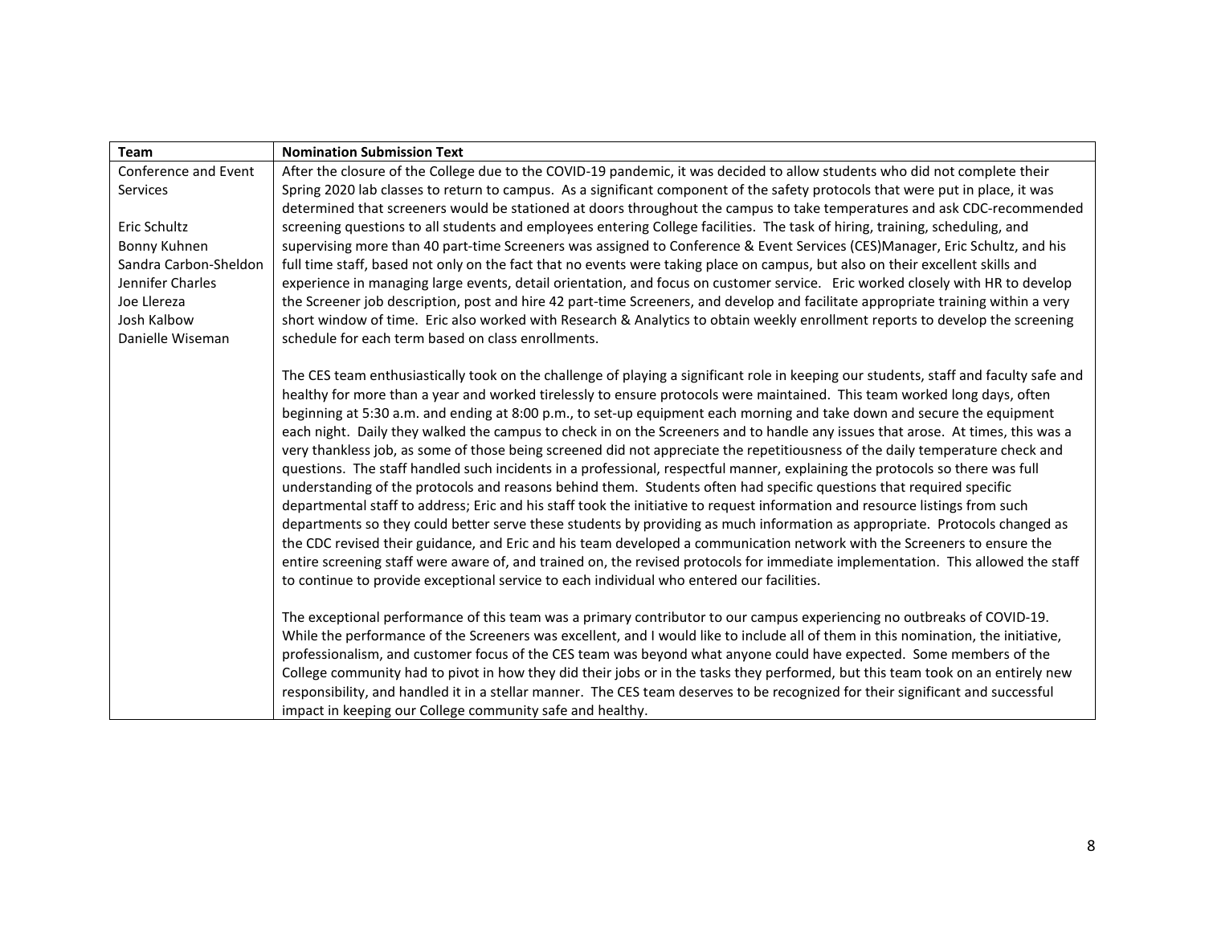| Team | Nomination Submission Text |
| --- | --- |
| Conference and Event Services<br><br>Eric Schultz<br>Bonny Kuhnen<br>Sandra Carbon-Sheldon<br>Jennifer Charles<br>Joe Llereza<br>Josh Kalbow<br>Danielle Wiseman | After the closure of the College due to the COVID-19 pandemic, it was decided to allow students who did not complete their Spring 2020 lab classes to return to campus. As a significant component of the safety protocols that were put in place, it was determined that screeners would be stationed at doors throughout the campus to take temperatures and ask CDC-recommended screening questions to all students and employees entering College facilities. The task of hiring, training, scheduling, and supervising more than 40 part-time Screeners was assigned to Conference & Event Services (CES)Manager, Eric Schultz, and his full time staff, based not only on the fact that no events were taking place on campus, but also on their excellent skills and experience in managing large events, detail orientation, and focus on customer service. Eric worked closely with HR to develop the Screener job description, post and hire 42 part-time Screeners, and develop and facilitate appropriate training within a very short window of time. Eric also worked with Research & Analytics to obtain weekly enrollment reports to develop the screening schedule for each term based on class enrollments.<br><br>The CES team enthusiastically took on the challenge of playing a significant role in keeping our students, staff and faculty safe and healthy for more than a year and worked tirelessly to ensure protocols were maintained. This team worked long days, often beginning at 5:30 a.m. and ending at 8:00 p.m., to set-up equipment each morning and take down and secure the equipment each night. Daily they walked the campus to check in on the Screeners and to handle any issues that arose. At times, this was a very thankless job, as some of those being screened did not appreciate the repetitiousness of the daily temperature check and questions. The staff handled such incidents in a professional, respectful manner, explaining the protocols so there was full understanding of the protocols and reasons behind them. Students often had specific questions that required specific departmental staff to address; Eric and his staff took the initiative to request information and resource listings from such departments so they could better serve these students by providing as much information as appropriate. Protocols changed as the CDC revised their guidance, and Eric and his team developed a communication network with the Screeners to ensure the entire screening staff were aware of, and trained on, the revised protocols for immediate implementation. This allowed the staff to continue to provide exceptional service to each individual who entered our facilities.<br><br>The exceptional performance of this team was a primary contributor to our campus experiencing no outbreaks of COVID-19. While the performance of the Screeners was excellent, and I would like to include all of them in this nomination, the initiative, professionalism, and customer focus of the CES team was beyond what anyone could have expected. Some members of the College community had to pivot in how they did their jobs or in the tasks they performed, but this team took on an entirely new responsibility, and handled it in a stellar manner. The CES team deserves to be recognized for their significant and successful impact in keeping our College community safe and healthy. |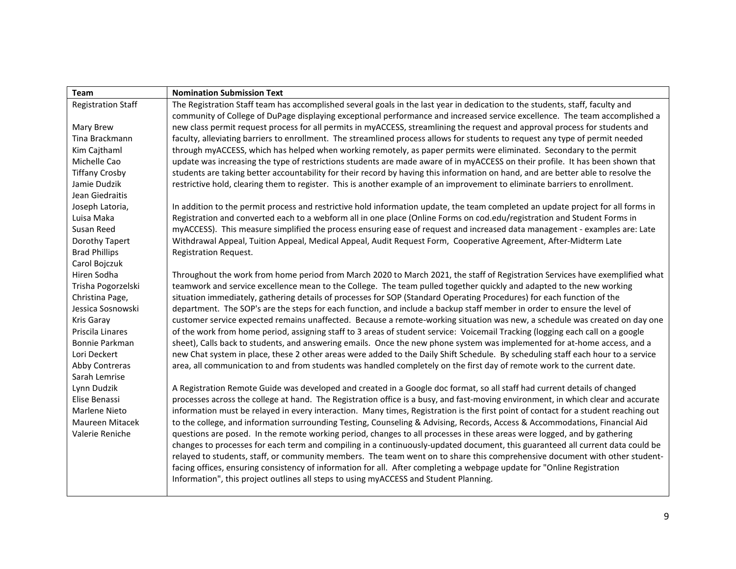| Team | Nomination Submission Text |
|---|---|
| Registration Staff<br><br>Mary Brew<br>Tina Brackmann<br>Kim Cajthaml<br>Michelle Cao<br>Tiffany Crosby<br>Jamie Dudzik<br>Jean Giedraitis<br>Joseph Latoria,<br>Luisa Maka<br>Susan Reed<br>Dorothy Tapert<br>Brad Phillips<br>Carol Bojczuk<br>Hiren Sodha<br>Trisha Pogorzelski<br>Christina Page,<br>Jessica Sosnowski<br>Kris Garay<br>Priscila Linares<br>Bonnie Parkman<br>Lori Deckert<br>Abby Contreras<br>Sarah Lemrise<br>Lynn Dudzik<br>Elise Benassi<br>Marlene Nieto<br>Maureen Mitacek<br>Valerie Reniche | The Registration Staff team has accomplished several goals in the last year in dedication to the students, staff, faculty and community of College of DuPage displaying exceptional performance and increased service excellence. The team accomplished a new class permit request process for all permits in myACCESS, streamlining the request and approval process for students and faculty, alleviating barriers to enrollment. The streamlined process allows for students to request any type of permit needed through myACCESS, which has helped when working remotely, as paper permits were eliminated. Secondary to the permit update was increasing the type of restrictions students are made aware of in myACCESS on their profile. It has been shown that students are taking better accountability for their record by having this information on hand, and are better able to resolve the restrictive hold, clearing them to register. This is another example of an improvement to eliminate barriers to enrollment.<br><br>In addition to the permit process and restrictive hold information update, the team completed an update project for all forms in Registration and converted each to a webform all in one place (Online Forms on cod.edu/registration and Student Forms in myACCESS). This measure simplified the process ensuring ease of request and increased data management - examples are: Late Withdrawal Appeal, Tuition Appeal, Medical Appeal, Audit Request Form, Cooperative Agreement, After-Midterm Late Registration Request.<br><br>Throughout the work from home period from March 2020 to March 2021, the staff of Registration Services have exemplified what teamwork and service excellence mean to the College. The team pulled together quickly and adapted to the new working situation immediately, gathering details of processes for SOP (Standard Operating Procedures) for each function of the department. The SOP's are the steps for each function, and include a backup staff member in order to ensure the level of customer service expected remains unaffected. Because a remote-working situation was new, a schedule was created on day one of the work from home period, assigning staff to 3 areas of student service: Voicemail Tracking (logging each call on a google sheet), Calls back to students, and answering emails. Once the new phone system was implemented for at-home access, and a new Chat system in place, these 2 other areas were added to the Daily Shift Schedule. By scheduling staff each hour to a service area, all communication to and from students was handled completely on the first day of remote work to the current date.<br><br>A Registration Remote Guide was developed and created in a Google doc format, so all staff had current details of changed processes across the college at hand. The Registration office is a busy, and fast-moving environment, in which clear and accurate information must be relayed in every interaction. Many times, Registration is the first point of contact for a student reaching out to the college, and information surrounding Testing, Counseling & Advising, Records, Access & Accommodations, Financial Aid questions are posed. In the remote working period, changes to all processes in these areas were logged, and by gathering changes to processes for each term and compiling in a continuously-updated document, this guaranteed all current data could be relayed to students, staff, or community members. The team went on to share this comprehensive document with other student-facing offices, ensuring consistency of information for all. After completing a webpage update for "Online Registration Information", this project outlines all steps to using myACCESS and Student Planning. |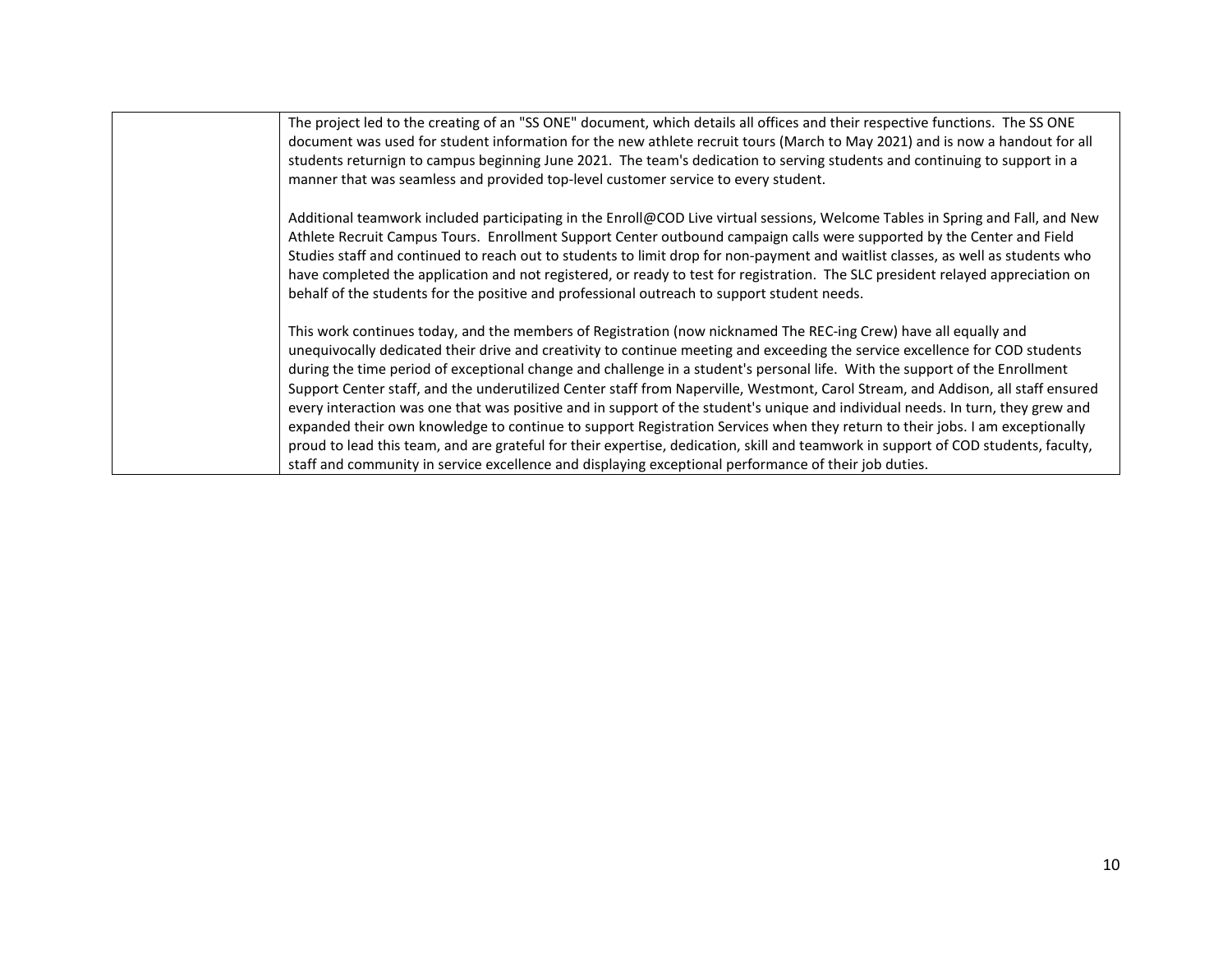| | |
|---|---|
| | The project led to the creating of an "SS ONE" document, which details all offices and their respective functions. The SS ONE document was used for student information for the new athlete recruit tours (March to May 2021) and is now a handout for all students returnign to campus beginning June 2021. The team's dedication to serving students and continuing to support in a manner that was seamless and provided top-level customer service to every student.<br><br>Additional teamwork included participating in the Enroll@COD Live virtual sessions, Welcome Tables in Spring and Fall, and New Athlete Recruit Campus Tours. Enrollment Support Center outbound campaign calls were supported by the Center and Field Studies staff and continued to reach out to students to limit drop for non-payment and waitlist classes, as well as students who have completed the application and not registered, or ready to test for registration. The SLC president relayed appreciation on behalf of the students for the positive and professional outreach to support student needs.<br><br>This work continues today, and the members of Registration (now nicknamed The REC-ing Crew) have all equally and unequivocally dedicated their drive and creativity to continue meeting and exceeding the service excellence for COD students during the time period of exceptional change and challenge in a student's personal life. With the support of the Enrollment Support Center staff, and the underutilized Center staff from Naperville, Westmont, Carol Stream, and Addison, all staff ensured every interaction was one that was positive and in support of the student's unique and individual needs. In turn, they grew and expanded their own knowledge to continue to support Registration Services when they return to their jobs. I am exceptionally proud to lead this team, and are grateful for their expertise, dedication, skill and teamwork in support of COD students, faculty, staff and community in service excellence and displaying exceptional performance of their job duties. |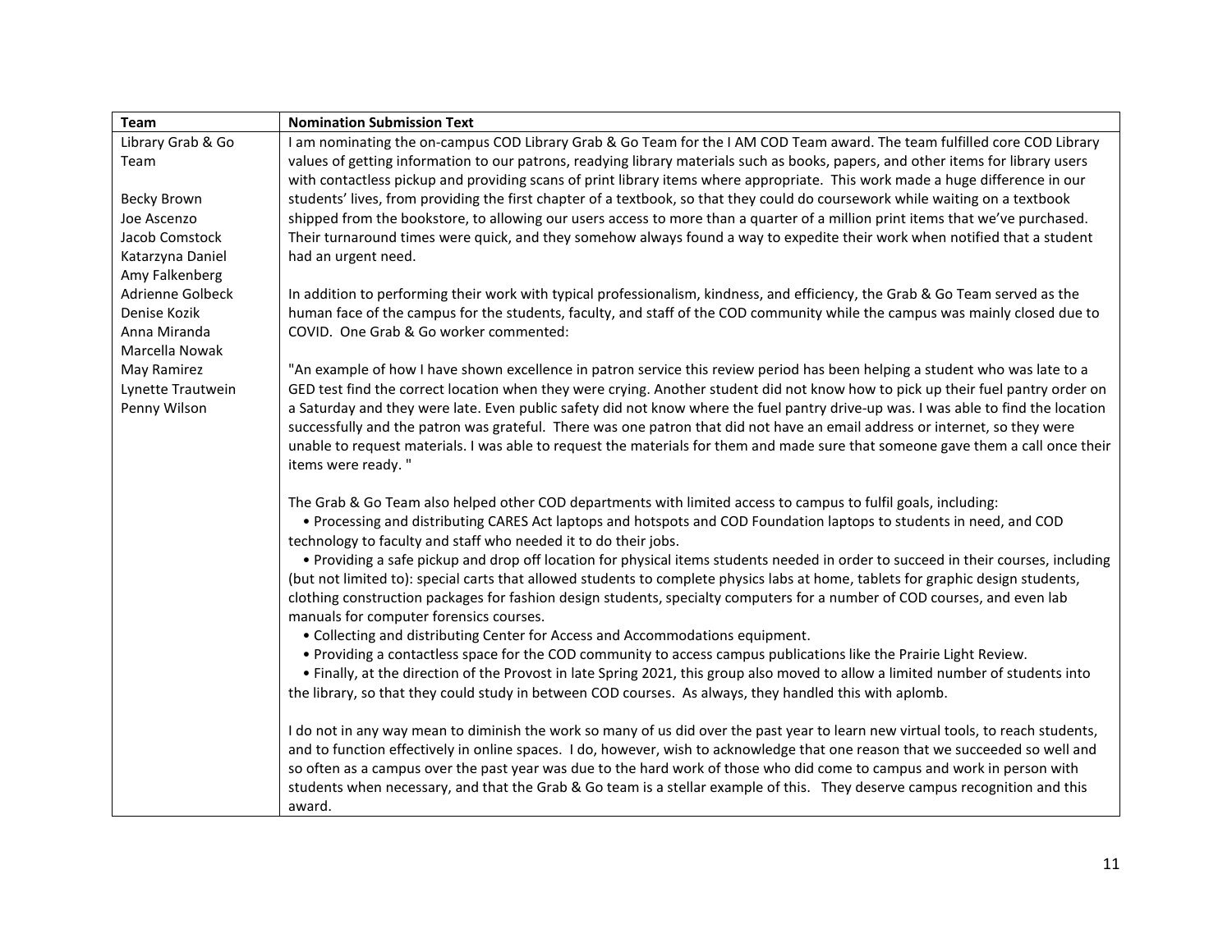| Team | Nomination Submission Text |
|---|---|
| Library Grab & Go Team<br><br>Becky Brown<br>Joe Ascenzo<br>Jacob Comstock<br>Katarzyna Daniel<br>Amy Falkenberg<br>Adrienne Golbeck<br>Denise Kozik<br>Anna Miranda<br>Marcella Nowak<br>May Ramirez<br>Lynette Trautwein<br>Penny Wilson | I am nominating the on-campus COD Library Grab & Go Team for the I AM COD Team award. The team fulfilled core COD Library values of getting information to our patrons, readying library materials such as books, papers, and other items for library users with contactless pickup and providing scans of print library items where appropriate. This work made a huge difference in our students' lives, from providing the first chapter of a textbook, so that they could do coursework while waiting on a textbook shipped from the bookstore, to allowing our users access to more than a quarter of a million print items that we've purchased. Their turnaround times were quick, and they somehow always found a way to expedite their work when notified that a student had an urgent need.<br><br>In addition to performing their work with typical professionalism, kindness, and efficiency, the Grab & Go Team served as the human face of the campus for the students, faculty, and staff of the COD community while the campus was mainly closed due to COVID. One Grab & Go worker commented:<br><br>"An example of how I have shown excellence in patron service this review period has been helping a student who was late to a GED test find the correct location when they were crying. Another student did not know how to pick up their fuel pantry order on a Saturday and they were late. Even public safety did not know where the fuel pantry drive-up was. I was able to find the location successfully and the patron was grateful. There was one patron that did not have an email address or internet, so they were unable to request materials. I was able to request the materials for them and made sure that someone gave them a call once their items were ready. "<br><br>The Grab & Go Team also helped other COD departments with limited access to campus to fulfil goals, including:<br>• Processing and distributing CARES Act laptops and hotspots and COD Foundation laptops to students in need, and COD technology to faculty and staff who needed it to do their jobs.<br>• Providing a safe pickup and drop off location for physical items students needed in order to succeed in their courses, including (but not limited to): special carts that allowed students to complete physics labs at home, tablets for graphic design students, clothing construction packages for fashion design students, specialty computers for a number of COD courses, and even lab manuals for computer forensics courses.<br>• Collecting and distributing Center for Access and Accommodations equipment.<br>• Providing a contactless space for the COD community to access campus publications like the Prairie Light Review.<br>• Finally, at the direction of the Provost in late Spring 2021, this group also moved to allow a limited number of students into the library, so that they could study in between COD courses. As always, they handled this with aplomb.<br><br>I do not in any way mean to diminish the work so many of us did over the past year to learn new virtual tools, to reach students, and to function effectively in online spaces. I do, however, wish to acknowledge that one reason that we succeeded so well and so often as a campus over the past year was due to the hard work of those who did come to campus and work in person with students when necessary, and that the Grab & Go team is a stellar example of this. They deserve campus recognition and this award. |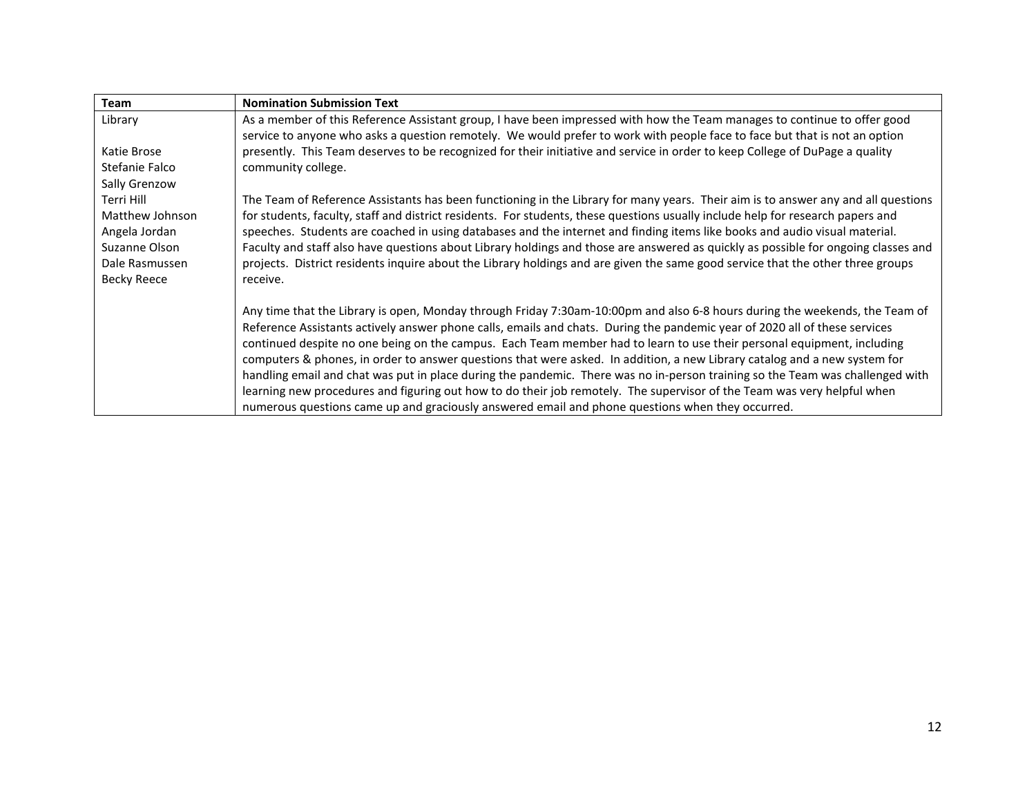| Team | Nomination Submission Text |
|---|---|
| Library<br><br>Katie Brose<br>Stefanie Falco<br>Sally Grenzow<br>Terri Hill<br>Matthew Johnson<br>Angela Jordan<br>Suzanne Olson<br>Dale Rasmussen<br>Becky Reece | As a member of this Reference Assistant group, I have been impressed with how the Team manages to continue to offer good service to anyone who asks a question remotely. We would prefer to work with people face to face but that is not an option presently. This Team deserves to be recognized for their initiative and service in order to keep College of DuPage a quality community college.<br><br>The Team of Reference Assistants has been functioning in the Library for many years. Their aim is to answer any and all questions for students, faculty, staff and district residents. For students, these questions usually include help for research papers and speeches. Students are coached in using databases and the internet and finding items like books and audio visual material. Faculty and staff also have questions about Library holdings and those are answered as quickly as possible for ongoing classes and projects. District residents inquire about the Library holdings and are given the same good service that the other three groups receive.<br><br>Any time that the Library is open, Monday through Friday 7:30am-10:00pm and also 6-8 hours during the weekends, the Team of Reference Assistants actively answer phone calls, emails and chats. During the pandemic year of 2020 all of these services continued despite no one being on the campus. Each Team member had to learn to use their personal equipment, including computers & phones, in order to answer questions that were asked. In addition, a new Library catalog and a new system for handling email and chat was put in place during the pandemic. There was no in-person training so the Team was challenged with learning new procedures and figuring out how to do their job remotely. The supervisor of the Team was very helpful when numerous questions came up and graciously answered email and phone questions when they occurred. |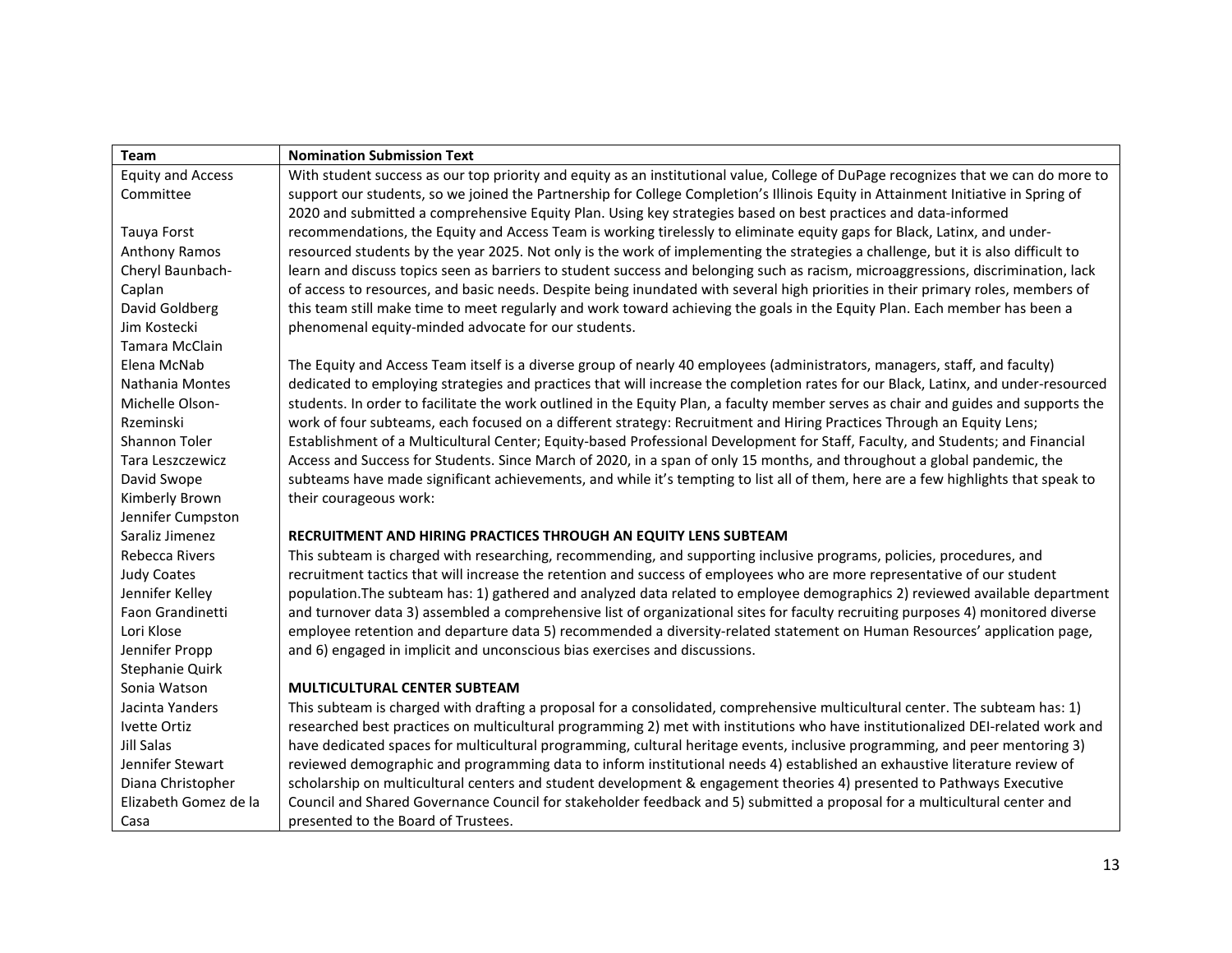| Team | Nomination Submission Text |
| --- | --- |
| Equity and Access Committee<br><br>Tauya Forst<br>Anthony Ramos<br>Cheryl Baunbach-Caplan<br>David Goldberg<br>Jim Kostecki<br>Tamara McClain<br>Elena McNab<br>Nathania Montes<br>Michelle Olson-Rzeminski<br>Shannon Toler<br>Tara Leszczewicz<br>David Swope<br>Kimberly Brown<br>Jennifer Cumpston<br>Saraliz Jimenez<br>Rebecca Rivers<br>Judy Coates<br>Jennifer Kelley<br>Faon Grandinetti<br>Lori Klose<br>Jennifer Propp<br>Stephanie Quirk<br>Sonia Watson<br>Jacinta Yanders<br>Ivette Ortiz<br>Jill Salas<br>Jennifer Stewart<br>Diana Christopher<br>Elizabeth Gomez de la Casa | With student success as our top priority and equity as an institutional value, College of DuPage recognizes that we can do more to support our students, so we joined the Partnership for College Completion's Illinois Equity in Attainment Initiative in Spring of 2020 and submitted a comprehensive Equity Plan. Using key strategies based on best practices and data-informed recommendations, the Equity and Access Team is working tirelessly to eliminate equity gaps for Black, Latinx, and under-resourced students by the year 2025. Not only is the work of implementing the strategies a challenge, but it is also difficult to learn and discuss topics seen as barriers to student success and belonging such as racism, microaggressions, discrimination, lack of access to resources, and basic needs. Despite being inundated with several high priorities in their primary roles, members of this team still make time to meet regularly and work toward achieving the goals in the Equity Plan. Each member has been a phenomenal equity-minded advocate for our students.<br><br>The Equity and Access Team itself is a diverse group of nearly 40 employees (administrators, managers, staff, and faculty) dedicated to employing strategies and practices that will increase the completion rates for our Black, Latinx, and under-resourced students. In order to facilitate the work outlined in the Equity Plan, a faculty member serves as chair and guides and supports the work of four subteams, each focused on a different strategy: Recruitment and Hiring Practices Through an Equity Lens; Establishment of a Multicultural Center; Equity-based Professional Development for Staff, Faculty, and Students; and Financial Access and Success for Students. Since March of 2020, in a span of only 15 months, and throughout a global pandemic, the subteams have made significant achievements, and while it's tempting to list all of them, here are a few highlights that speak to their courageous work:<br><br>**RECRUITMENT AND HIRING PRACTICES THROUGH AN EQUITY LENS SUBTEAM**<br>This subteam is charged with researching, recommending, and supporting inclusive programs, policies, procedures, and recruitment tactics that will increase the retention and success of employees who are more representative of our student population.The subteam has: 1) gathered and analyzed data related to employee demographics 2) reviewed available department and turnover data 3) assembled a comprehensive list of organizational sites for faculty recruiting purposes 4) monitored diverse employee retention and departure data 5) recommended a diversity-related statement on Human Resources' application page, and 6) engaged in implicit and unconscious bias exercises and discussions.<br><br>**MULTICULTURAL CENTER SUBTEAM**<br>This subteam is charged with drafting a proposal for a consolidated, comprehensive multicultural center. The subteam has: 1) researched best practices on multicultural programming 2) met with institutions who have institutionalized DEI-related work and have dedicated spaces for multicultural programming, cultural heritage events, inclusive programming, and peer mentoring 3) reviewed demographic and programming data to inform institutional needs 4) established an exhaustive literature review of scholarship on multicultural centers and student development & engagement theories 4) presented to Pathways Executive Council and Shared Governance Council for stakeholder feedback and 5) submitted a proposal for a multicultural center and presented to the Board of Trustees. |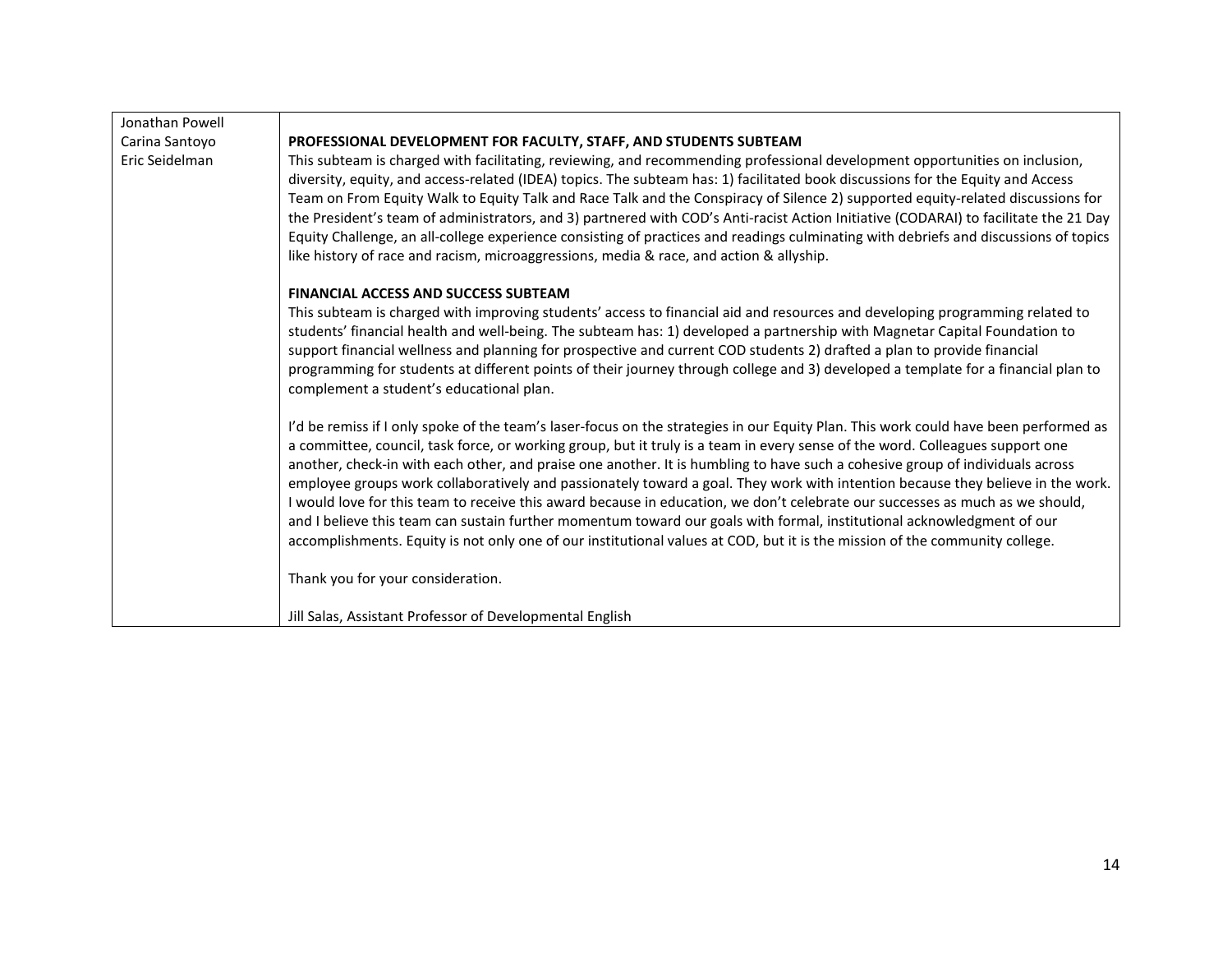| | |
|---|---|
| Jonathan Powell<br>Carina Santoyo<br>Eric Seidelman | **PROFESSIONAL DEVELOPMENT FOR FACULTY, STAFF, AND STUDENTS SUBTEAM**<br>This subteam is charged with facilitating, reviewing, and recommending professional development opportunities on inclusion, diversity, equity, and access-related (IDEA) topics. The subteam has: 1) facilitated book discussions for the Equity and Access Team on From Equity Walk to Equity Talk and Race Talk and the Conspiracy of Silence 2) supported equity-related discussions for the President's team of administrators, and 3) partnered with COD's Anti-racist Action Initiative (CODARAI) to facilitate the 21 Day Equity Challenge, an all-college experience consisting of practices and readings culminating with debriefs and discussions of topics like history of race and racism, microaggressions, media & race, and action & allyship.<br><br>**FINANCIAL ACCESS AND SUCCESS SUBTEAM**<br>This subteam is charged with improving students' access to financial aid and resources and developing programming related to students' financial health and well-being. The subteam has: 1) developed a partnership with Magnetar Capital Foundation to support financial wellness and planning for prospective and current COD students 2) drafted a plan to provide financial programming for students at different points of their journey through college and 3) developed a template for a financial plan to complement a student's educational plan.<br><br>I'd be remiss if I only spoke of the team's laser-focus on the strategies in our Equity Plan. This work could have been performed as a committee, council, task force, or working group, but it truly is a team in every sense of the word. Colleagues support one another, check-in with each other, and praise one another. It is humbling to have such a cohesive group of individuals across employee groups work collaboratively and passionately toward a goal. They work with intention because they believe in the work. I would love for this team to receive this award because in education, we don't celebrate our successes as much as we should, and I believe this team can sustain further momentum toward our goals with formal, institutional acknowledgment of our accomplishments. Equity is not only one of our institutional values at COD, but it is the mission of the community college.<br><br>Thank you for your consideration.<br><br>Jill Salas, Assistant Professor of Developmental English |